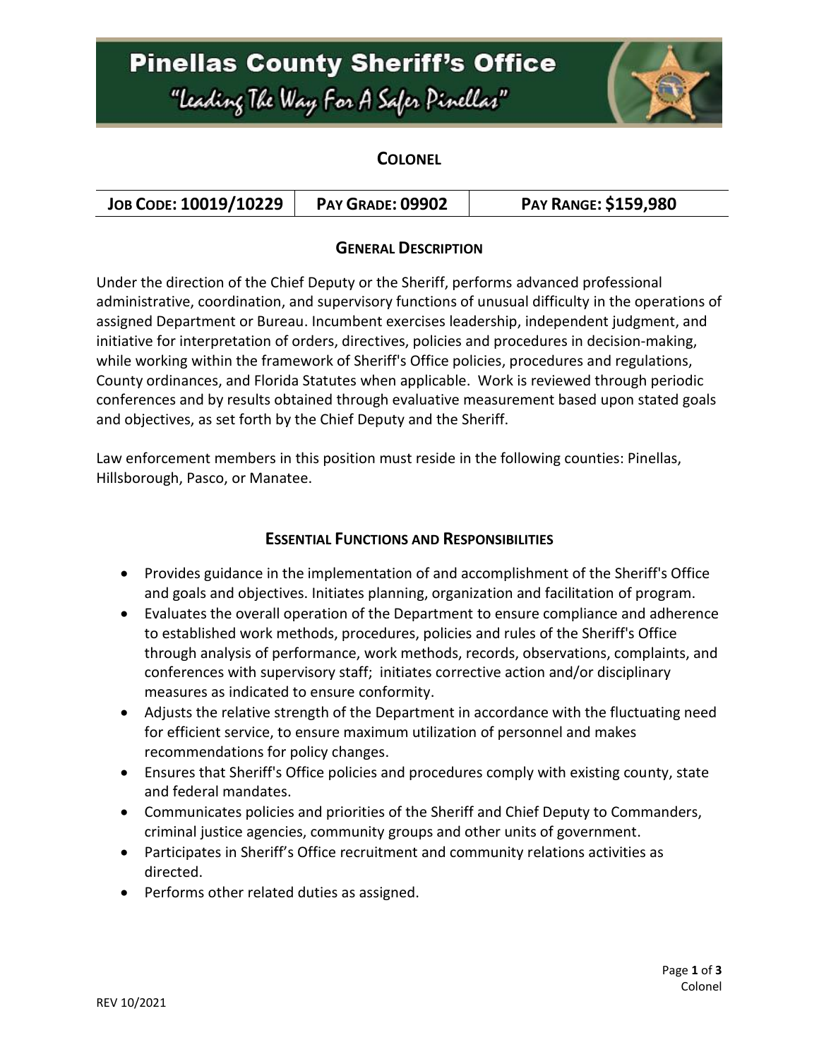# Pinellas County Sheriff's Office

*"Leading The Way For A Safer Pinellas"*

## COLONEL

| JOB CODE: 10019/10229 | PAY GRADE: 09902 | PAY RANGE: $159,980 |
|---|---|---|

### GENERAL DESCRIPTION

Under the direction of the Chief Deputy or the Sheriff, performs advanced professional administrative, coordination, and supervisory functions of unusual difficulty in the operations of assigned Department or Bureau. Incumbent exercises leadership, independent judgment, and initiative for interpretation of orders, directives, policies and procedures in decision-making, while working within the framework of Sheriff's Office policies, procedures and regulations, County ordinances, and Florida Statutes when applicable. Work is reviewed through periodic conferences and by results obtained through evaluative measurement based upon stated goals and objectives, as set forth by the Chief Deputy and the Sheriff.

Law enforcement members in this position must reside in the following counties: Pinellas, Hillsborough, Pasco, or Manatee.

### ESSENTIAL FUNCTIONS AND RESPONSIBILITIES

- Provides guidance in the implementation of and accomplishment of the Sheriff's Office and goals and objectives. Initiates planning, organization and facilitation of program.
- Evaluates the overall operation of the Department to ensure compliance and adherence to established work methods, procedures, policies and rules of the Sheriff's Office through analysis of performance, work methods, records, observations, complaints, and conferences with supervisory staff; initiates corrective action and/or disciplinary measures as indicated to ensure conformity.
- Adjusts the relative strength of the Department in accordance with the fluctuating need for efficient service, to ensure maximum utilization of personnel and makes recommendations for policy changes.
- Ensures that Sheriff's Office policies and procedures comply with existing county, state and federal mandates.
- Communicates policies and priorities of the Sheriff and Chief Deputy to Commanders, criminal justice agencies, community groups and other units of government.
- Participates in Sheriff's Office recruitment and community relations activities as directed.
- Performs other related duties as assigned.

REV 10/2021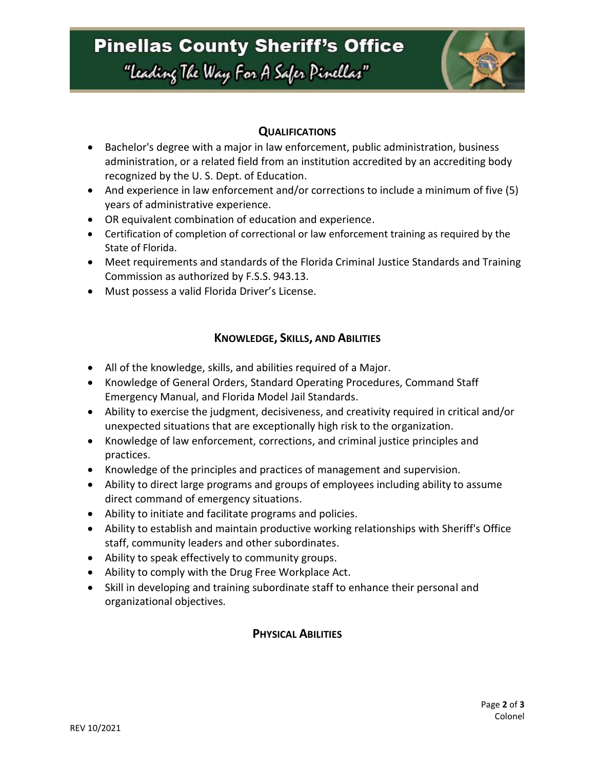## Qualifications

- Bachelor's degree with a major in law enforcement, public administration, business administration, or a related field from an institution accredited by an accrediting body recognized by the U. S. Dept. of Education.
- And experience in law enforcement and/or corrections to include a minimum of five (5) years of administrative experience.
- OR equivalent combination of education and experience.
- Certification of completion of correctional or law enforcement training as required by the State of Florida.
- Meet requirements and standards of the Florida Criminal Justice Standards and Training Commission as authorized by F.S.S. 943.13.
- Must possess a valid Florida Driver's License.

## Knowledge, Skills, and Abilities

- All of the knowledge, skills, and abilities required of a Major.
- Knowledge of General Orders, Standard Operating Procedures, Command Staff Emergency Manual, and Florida Model Jail Standards.
- Ability to exercise the judgment, decisiveness, and creativity required in critical and/or unexpected situations that are exceptionally high risk to the organization.
- Knowledge of law enforcement, corrections, and criminal justice principles and practices.
- Knowledge of the principles and practices of management and supervision.
- Ability to direct large programs and groups of employees including ability to assume direct command of emergency situations.
- Ability to initiate and facilitate programs and policies.
- Ability to establish and maintain productive working relationships with Sheriff's Office staff, community leaders and other subordinates.
- Ability to speak effectively to community groups.
- Ability to comply with the Drug Free Workplace Act.
- Skill in developing and training subordinate staff to enhance their personal and organizational objectives.

## Physical Abilities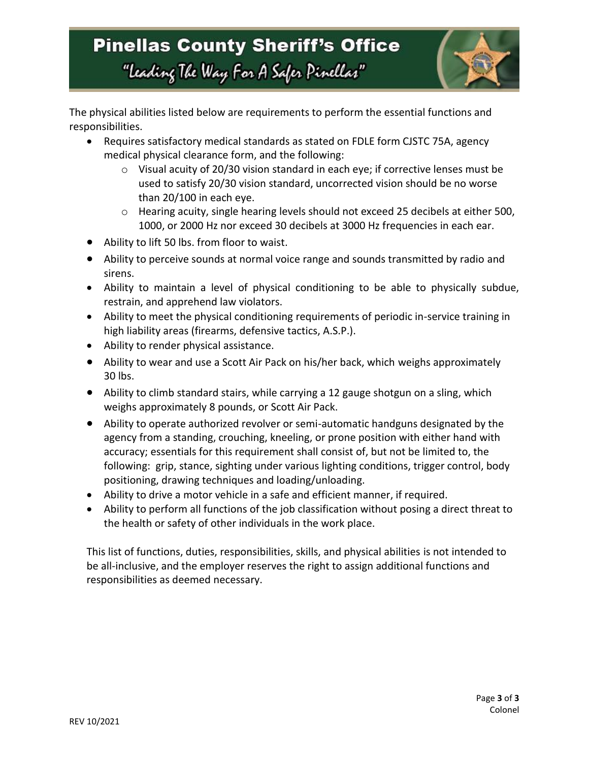The physical abilities listed below are requirements to perform the essential functions and responsibilities.

- Requires satisfactory medical standards as stated on FDLE form CJSTC 75A, agency medical physical clearance form, and the following:
    - Visual acuity of 20/30 vision standard in each eye; if corrective lenses must be used to satisfy 20/30 vision standard, uncorrected vision should be no worse than 20/100 in each eye.
    - Hearing acuity, single hearing levels should not exceed 25 decibels at either 500, 1000, or 2000 Hz nor exceed 30 decibels at 3000 Hz frequencies in each ear.
- Ability to lift 50 lbs. from floor to waist.
- Ability to perceive sounds at normal voice range and sounds transmitted by radio and sirens.
- Ability to maintain a level of physical conditioning to be able to physically subdue, restrain, and apprehend law violators.
- Ability to meet the physical conditioning requirements of periodic in-service training in high liability areas (firearms, defensive tactics, A.S.P.).
- Ability to render physical assistance.
- Ability to wear and use a Scott Air Pack on his/her back, which weighs approximately 30 lbs.
- Ability to climb standard stairs, while carrying a 12 gauge shotgun on a sling, which weighs approximately 8 pounds, or Scott Air Pack.
- Ability to operate authorized revolver or semi-automatic handguns designated by the agency from a standing, crouching, kneeling, or prone position with either hand with accuracy; essentials for this requirement shall consist of, but not be limited to, the following: grip, stance, sighting under various lighting conditions, trigger control, body positioning, drawing techniques and loading/unloading.
- Ability to drive a motor vehicle in a safe and efficient manner, if required.
- Ability to perform all functions of the job classification without posing a direct threat to the health or safety of other individuals in the work place.

This list of functions, duties, responsibilities, skills, and physical abilities is not intended to be all-inclusive, and the employer reserves the right to assign additional functions and responsibilities as deemed necessary.